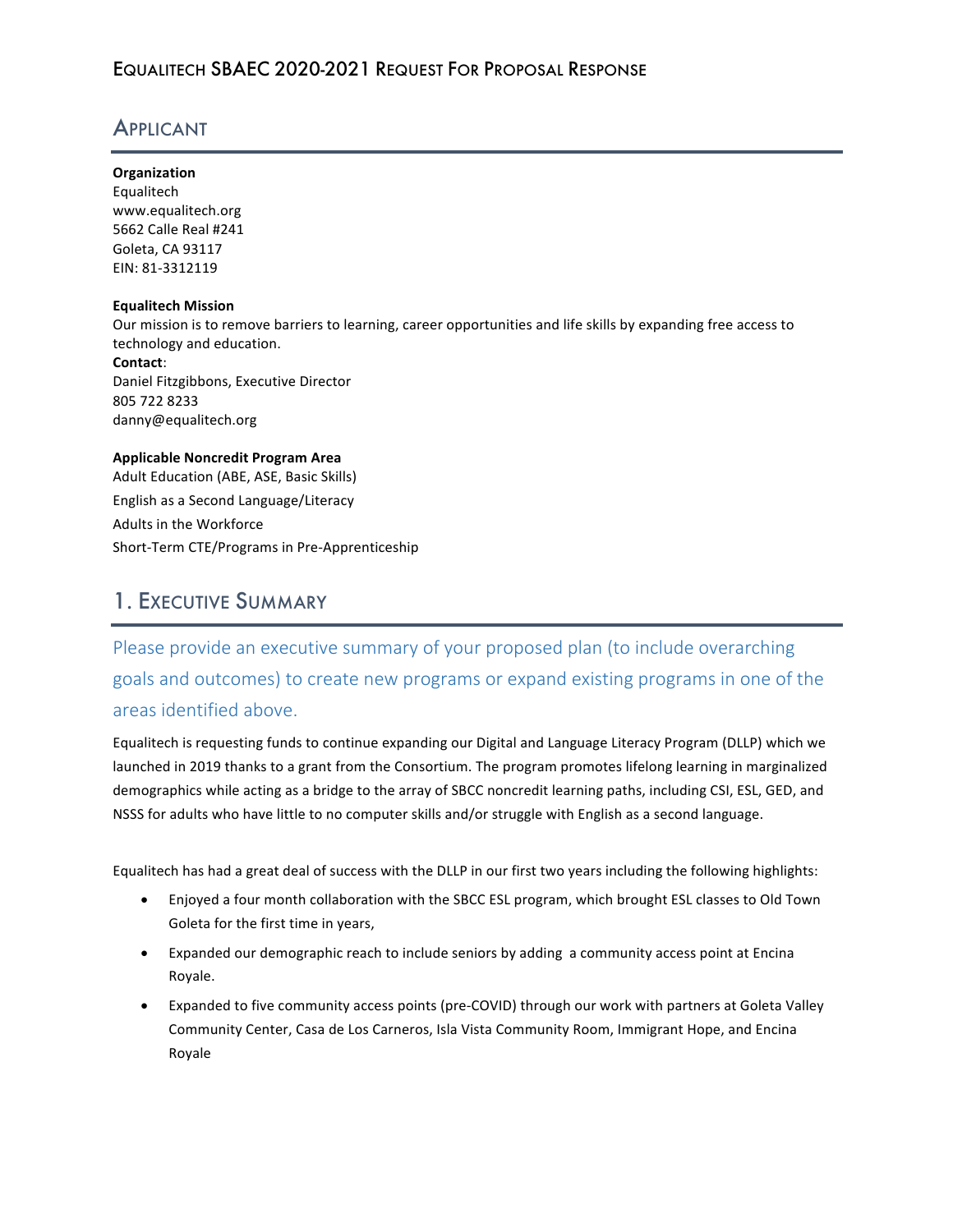# Equalitech SBAEC 2020-2021 Request For Proposal Response

## Applicant

**Organization**
Equalitech
www.equalitech.org
5662 Calle Real #241
Goleta, CA 93117
EIN: 81-3312119

**Equalitech Mission**
Our mission is to remove barriers to learning, career opportunities and life skills by expanding free access to technology and education.
**Contact**:
Daniel Fitzgibbons, Executive Director
805 722 8233
danny@equalitech.org

**Applicable Noncredit Program Area**
Adult Education (ABE, ASE, Basic Skills)
English as a Second Language/Literacy
Adults in the Workforce
Short-Term CTE/Programs in Pre-Apprenticeship

## 1. Executive Summary

### Please provide an executive summary of your proposed plan (to include overarching goals and outcomes) to create new programs or expand existing programs in one of the areas identified above.

Equalitech is requesting funds to continue expanding our Digital and Language Literacy Program (DLLP) which we launched in 2019 thanks to a grant from the Consortium. The program promotes lifelong learning in marginalized demographics while acting as a bridge to the array of SBCC noncredit learning paths, including CSI, ESL, GED, and NSSS for adults who have little to no computer skills and/or struggle with English as a second language.

Equalitech has had a great deal of success with the DLLP in our first two years including the following highlights:

- Enjoyed a four month collaboration with the SBCC ESL program, which brought ESL classes to Old Town Goleta for the first time in years,
- Expanded our demographic reach to include seniors by adding a community access point at Encina Royale.
- Expanded to five community access points (pre-COVID) through our work with partners at Goleta Valley Community Center, Casa de Los Carneros, Isla Vista Community Room, Immigrant Hope, and Encina Royale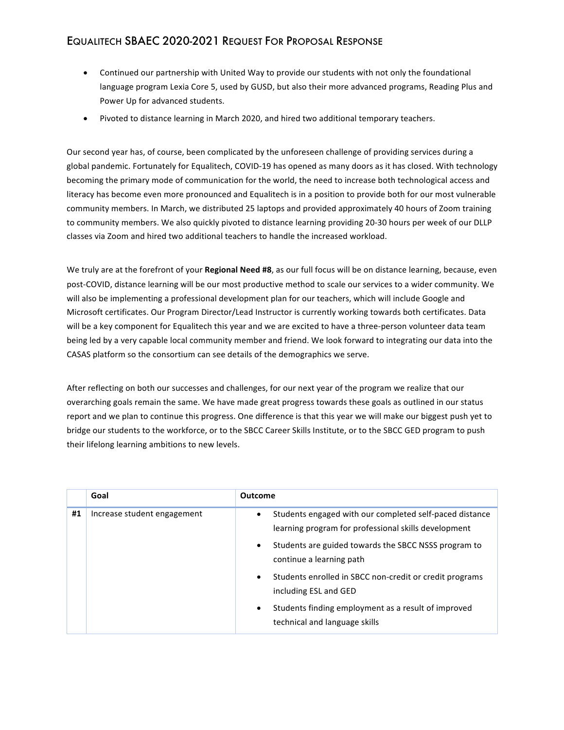- Continued our partnership with United Way to provide our students with not only the foundational language program Lexia Core 5, used by GUSD, but also their more advanced programs, Reading Plus and Power Up for advanced students.
- Pivoted to distance learning in March 2020, and hired two additional temporary teachers.

Our second year has, of course, been complicated by the unforeseen challenge of providing services during a global pandemic. Fortunately for Equalitech, COVID-19 has opened as many doors as it has closed. With technology becoming the primary mode of communication for the world, the need to increase both technological access and literacy has become even more pronounced and Equalitech is in a position to provide both for our most vulnerable community members. In March, we distributed 25 laptops and provided approximately 40 hours of Zoom training to community members. We also quickly pivoted to distance learning providing 20-30 hours per week of our DLLP classes via Zoom and hired two additional teachers to handle the increased workload.

We truly are at the forefront of your **Regional Need #8**, as our full focus will be on distance learning, because, even post-COVID, distance learning will be our most productive method to scale our services to a wider community. We will also be implementing a professional development plan for our teachers, which will include Google and Microsoft certificates. Our Program Director/Lead Instructor is currently working towards both certificates. Data will be a key component for Equalitech this year and we are excited to have a three-person volunteer data team being led by a very capable local community member and friend. We look forward to integrating our data into the CASAS platform so the consortium can see details of the demographics we serve.

After reflecting on both our successes and challenges, for our next year of the program we realize that our overarching goals remain the same. We have made great progress towards these goals as outlined in our status report and we plan to continue this progress. One difference is that this year we will make our biggest push yet to bridge our students to the workforce, or to the SBCC Career Skills Institute, or to the SBCC GED program to push their lifelong learning ambitions to new levels.

| | Goal | Outcome |
|---|---|---|
| **#1** | Increase student engagement | • Students engaged with our completed self-paced distance learning program for professional skills development<br>• Students are guided towards the SBCC NSSS program to continue a learning path<br>• Students enrolled in SBCC non-credit or credit programs including ESL and GED<br>• Students finding employment as a result of improved technical and language skills |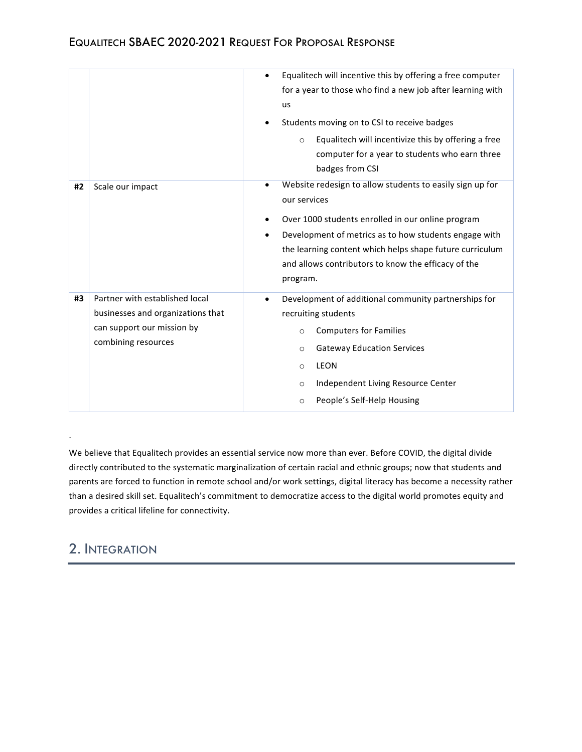| | | |
|---|---|---|
| | | • Equalitech will incentive this by offering a free computer for a year to those who find a new job after learning with us<br>• Students moving on to CSI to receive badges<br>&nbsp;&nbsp;&nbsp;&nbsp;○ Equalitech will incentivize this by offering a free computer for a year to students who earn three badges from CSI |
| **#2** | Scale our impact | • Website redesign to allow students to easily sign up for our services<br>• Over 1000 students enrolled in our online program<br>• Development of metrics as to how students engage with the learning content which helps shape future curriculum and allows contributors to know the efficacy of the program. |
| **#3** | Partner with established local businesses and organizations that can support our mission by combining resources | • Development of additional community partnerships for recruiting students<br>&nbsp;&nbsp;&nbsp;&nbsp;○ Computers for Families<br>&nbsp;&nbsp;&nbsp;&nbsp;○ Gateway Education Services<br>&nbsp;&nbsp;&nbsp;&nbsp;○ LEON<br>&nbsp;&nbsp;&nbsp;&nbsp;○ Independent Living Resource Center<br>&nbsp;&nbsp;&nbsp;&nbsp;○ People's Self-Help Housing |

.

We believe that Equalitech provides an essential service now more than ever. Before COVID, the digital divide directly contributed to the systematic marginalization of certain racial and ethnic groups; now that students and parents are forced to function in remote school and/or work settings, digital literacy has become a necessity rather than a desired skill set. Equalitech's commitment to democratize access to the digital world promotes equity and provides a critical lifeline for connectivity.

## 2. Integration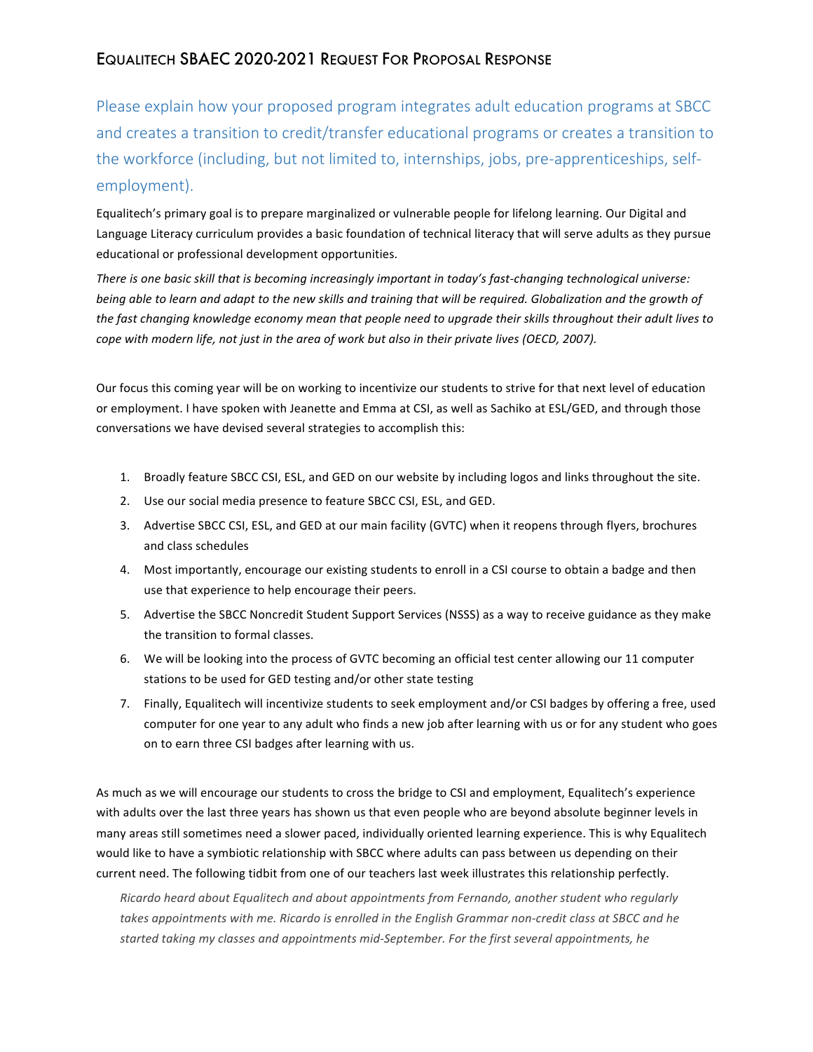## Equalitech SBAEC 2020-2021 Request For Proposal Response

### Please explain how your proposed program integrates adult education programs at SBCC and creates a transition to credit/transfer educational programs or creates a transition to the workforce (including, but not limited to, internships, jobs, pre-apprenticeships, self-employment).

Equalitech's primary goal is to prepare marginalized or vulnerable people for lifelong learning. Our Digital and Language Literacy curriculum provides a basic foundation of technical literacy that will serve adults as they pursue educational or professional development opportunities.

*There is one basic skill that is becoming increasingly important in today's fast-changing technological universe: being able to learn and adapt to the new skills and training that will be required. Globalization and the growth of the fast changing knowledge economy mean that people need to upgrade their skills throughout their adult lives to cope with modern life, not just in the area of work but also in their private lives (OECD, 2007).*

Our focus this coming year will be on working to incentivize our students to strive for that next level of education or employment. I have spoken with Jeanette and Emma at CSI, as well as Sachiko at ESL/GED, and through those conversations we have devised several strategies to accomplish this:

1. Broadly feature SBCC CSI, ESL, and GED on our website by including logos and links throughout the site.
2. Use our social media presence to feature SBCC CSI, ESL, and GED.
3. Advertise SBCC CSI, ESL, and GED at our main facility (GVTC) when it reopens through flyers, brochures and class schedules
4. Most importantly, encourage our existing students to enroll in a CSI course to obtain a badge and then use that experience to help encourage their peers.
5. Advertise the SBCC Noncredit Student Support Services (NSSS) as a way to receive guidance as they make the transition to formal classes.
6. We will be looking into the process of GVTC becoming an official test center allowing our 11 computer stations to be used for GED testing and/or other state testing
7. Finally, Equalitech will incentivize students to seek employment and/or CSI badges by offering a free, used computer for one year to any adult who finds a new job after learning with us or for any student who goes on to earn three CSI badges after learning with us.

As much as we will encourage our students to cross the bridge to CSI and employment, Equalitech's experience with adults over the last three years has shown us that even people who are beyond absolute beginner levels in many areas still sometimes need a slower paced, individually oriented learning experience. This is why Equalitech would like to have a symbiotic relationship with SBCC where adults can pass between us depending on their current need. The following tidbit from one of our teachers last week illustrates this relationship perfectly.

> *Ricardo heard about Equalitech and about appointments from Fernando, another student who regularly takes appointments with me. Ricardo is enrolled in the English Grammar non-credit class at SBCC and he started taking my classes and appointments mid-September. For the first several appointments, he*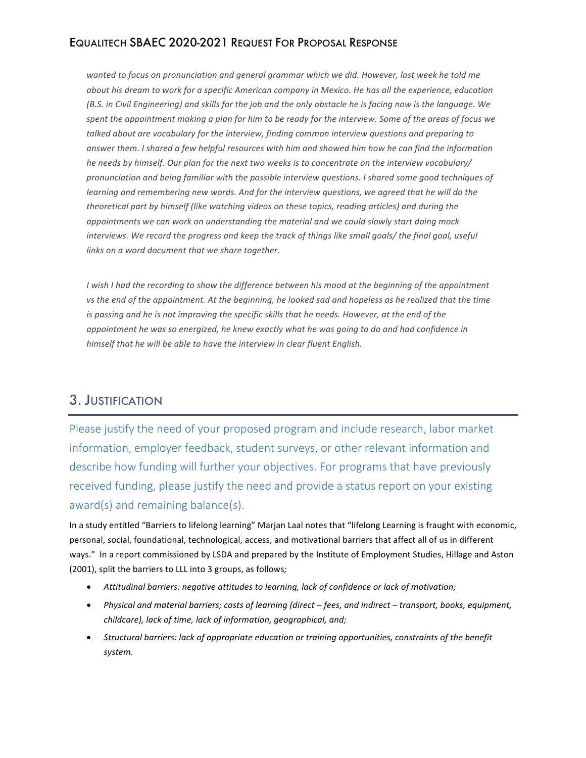*wanted to focus on pronunciation and general grammar which we did. However, last week he told me about his dream to work for a specific American company in Mexico. He has all the experience, education (B.S. in Civil Engineering) and skills for the job and the only obstacle he is facing now is the language. We spent the appointment making a plan for him to be ready for the interview. Some of the areas of focus we talked about are vocabulary for the interview, finding common interview questions and preparing to answer them. I shared a few helpful resources with him and showed him how he can find the information he needs by himself. Our plan for the next two weeks is to concentrate on the interview vocabulary/ pronunciation and being familiar with the possible interview questions. I shared some good techniques of learning and remembering new words. And for the interview questions, we agreed that he will do the theoretical part by himself (like watching videos on these topics, reading articles) and during the appointments we can work on understanding the material and we could slowly start doing mock interviews. We record the progress and keep the track of things like small goals/ the final goal, useful links on a word document that we share together.*

*I wish I had the recording to show the difference between his mood at the beginning of the appointment vs the end of the appointment. At the beginning, he looked sad and hopeless as he realized that the time is passing and he is not improving the specific skills that he needs. However, at the end of the appointment he was so energized, he knew exactly what he was going to do and had confidence in himself that he will be able to have the interview in clear fluent English.*

## 3. Justification

Please justify the need of your proposed program and include research, labor market information, employer feedback, student surveys, or other relevant information and describe how funding will further your objectives. For programs that have previously received funding, please justify the need and provide a status report on your existing award(s) and remaining balance(s).

In a study entitled "Barriers to lifelong learning" Marjan Laal notes that "lifelong Learning is fraught with economic, personal, social, foundational, technological, access, and motivational barriers that affect all of us in different ways." In a report commissioned by LSDA and prepared by the Institute of Employment Studies, Hillage and Aston (2001), split the barriers to LLL into 3 groups, as follows*;*

- *Attitudinal barriers: negative attitudes to learning, lack of confidence or lack of motivation;*
- *Physical and material barriers; costs of learning (direct – fees, and indirect – transport, books, equipment, childcare), lack of time, lack of information, geographical, and;*
- *Structural barriers: lack of appropriate education or training opportunities, constraints of the benefit system.*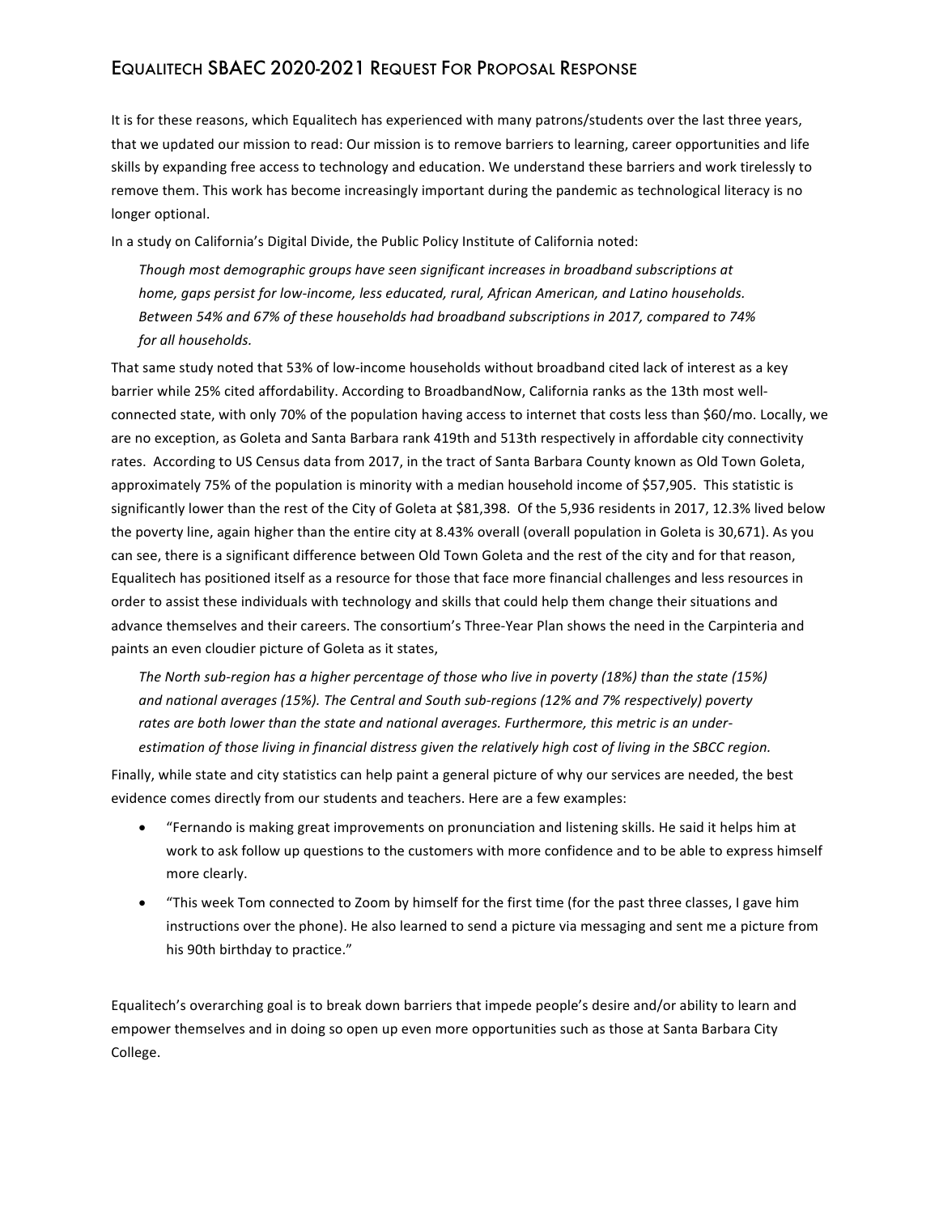It is for these reasons, which Equalitech has experienced with many patrons/students over the last three years, that we updated our mission to read: Our mission is to remove barriers to learning, career opportunities and life skills by expanding free access to technology and education. We understand these barriers and work tirelessly to remove them. This work has become increasingly important during the pandemic as technological literacy is no longer optional.

In a study on California's Digital Divide, the Public Policy Institute of California noted:

> *Though most demographic groups have seen significant increases in broadband subscriptions at home, gaps persist for low-income, less educated, rural, African American, and Latino households. Between 54% and 67% of these households had broadband subscriptions in 2017, compared to 74% for all households.*

That same study noted that 53% of low-income households without broadband cited lack of interest as a key barrier while 25% cited affordability. According to BroadbandNow, California ranks as the 13th most well-connected state, with only 70% of the population having access to internet that costs less than $60/mo. Locally, we are no exception, as Goleta and Santa Barbara rank 419th and 513th respectively in affordable city connectivity rates. According to US Census data from 2017, in the tract of Santa Barbara County known as Old Town Goleta, approximately 75% of the population is minority with a median household income of $57,905. This statistic is significantly lower than the rest of the City of Goleta at $81,398. Of the 5,936 residents in 2017, 12.3% lived below the poverty line, again higher than the entire city at 8.43% overall (overall population in Goleta is 30,671). As you can see, there is a significant difference between Old Town Goleta and the rest of the city and for that reason, Equalitech has positioned itself as a resource for those that face more financial challenges and less resources in order to assist these individuals with technology and skills that could help them change their situations and advance themselves and their careers. The consortium's Three-Year Plan shows the need in the Carpinteria and paints an even cloudier picture of Goleta as it states,

> *The North sub-region has a higher percentage of those who live in poverty (18%) than the state (15%) and national averages (15%). The Central and South sub-regions (12% and 7% respectively) poverty rates are both lower than the state and national averages. Furthermore, this metric is an under-estimation of those living in financial distress given the relatively high cost of living in the SBCC region.*

Finally, while state and city statistics can help paint a general picture of why our services are needed, the best evidence comes directly from our students and teachers. Here are a few examples:

- "Fernando is making great improvements on pronunciation and listening skills. He said it helps him at work to ask follow up questions to the customers with more confidence and to be able to express himself more clearly.
- "This week Tom connected to Zoom by himself for the first time (for the past three classes, I gave him instructions over the phone). He also learned to send a picture via messaging and sent me a picture from his 90th birthday to practice."

Equalitech's overarching goal is to break down barriers that impede people's desire and/or ability to learn and empower themselves and in doing so open up even more opportunities such as those at Santa Barbara City College.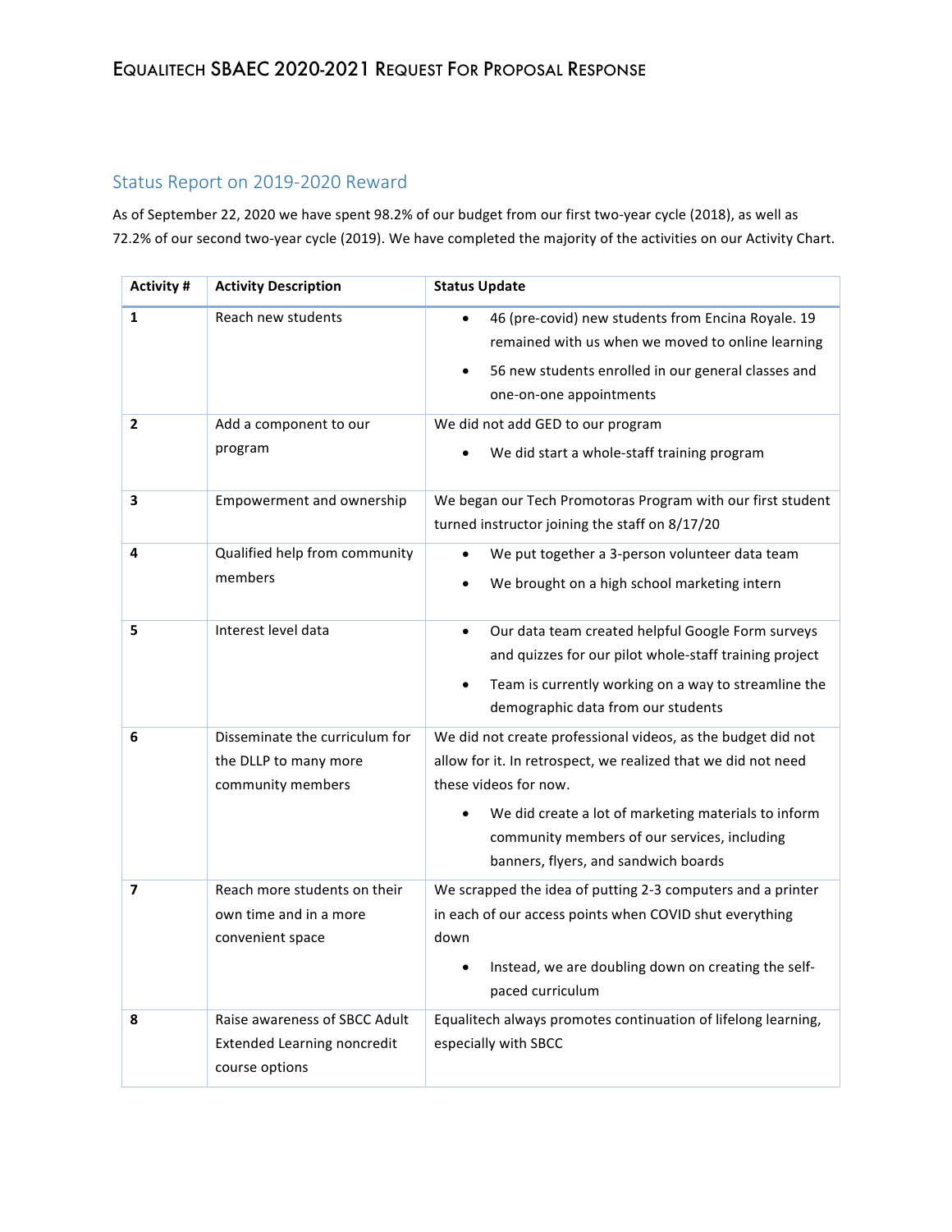## Status Report on 2019-2020 Reward

As of September 22, 2020 we have spent 98.2% of our budget from our first two-year cycle (2018), as well as 72.2% of our second two-year cycle (2019). We have completed the majority of the activities on our Activity Chart.

| Activity # | Activity Description | Status Update |
|---|---|---|
| **1** | Reach new students | • 46 (pre-covid) new students from Encina Royale. 19 remained with us when we moved to online learning<br>• 56 new students enrolled in our general classes and one-on-one appointments |
| **2** | Add a component to our program | We did not add GED to our program<br>• We did start a whole-staff training program |
| **3** | Empowerment and ownership | We began our Tech Promotoras Program with our first student turned instructor joining the staff on 8/17/20 |
| **4** | Qualified help from community members | • We put together a 3-person volunteer data team<br>• We brought on a high school marketing intern |
| **5** | Interest level data | • Our data team created helpful Google Form surveys and quizzes for our pilot whole-staff training project<br>• Team is currently working on a way to streamline the demographic data from our students |
| **6** | Disseminate the curriculum for the DLLP to many more community members | We did not create professional videos, as the budget did not allow for it. In retrospect, we realized that we did not need these videos for now.<br>• We did create a lot of marketing materials to inform community members of our services, including banners, flyers, and sandwich boards |
| **7** | Reach more students on their own time and in a more convenient space | We scrapped the idea of putting 2-3 computers and a printer in each of our access points when COVID shut everything down<br>• Instead, we are doubling down on creating the self-paced curriculum |
| **8** | Raise awareness of SBCC Adult Extended Learning noncredit course options | Equalitech always promotes continuation of lifelong learning, especially with SBCC |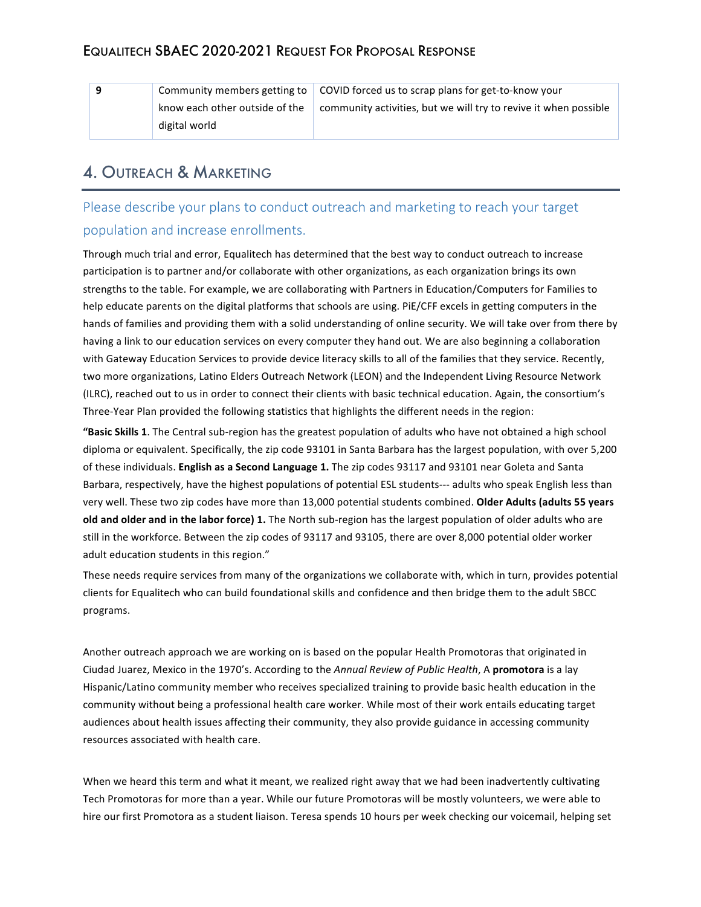| 9 | Community members getting to know each other outside of the digital world | COVID forced us to scrap plans for get-to-know your community activities, but we will try to revive it when possible |
|---|---|---|

## 4. Outreach & Marketing

### Please describe your plans to conduct outreach and marketing to reach your target population and increase enrollments.

Through much trial and error, Equalitech has determined that the best way to conduct outreach to increase participation is to partner and/or collaborate with other organizations, as each organization brings its own strengths to the table. For example, we are collaborating with Partners in Education/Computers for Families to help educate parents on the digital platforms that schools are using. PiE/CFF excels in getting computers in the hands of families and providing them with a solid understanding of online security. We will take over from there by having a link to our education services on every computer they hand out. We are also beginning a collaboration with Gateway Education Services to provide device literacy skills to all of the families that they service. Recently, two more organizations, Latino Elders Outreach Network (LEON) and the Independent Living Resource Network (ILRC), reached out to us in order to connect their clients with basic technical education. Again, the consortium's Three-Year Plan provided the following statistics that highlights the different needs in the region:

"**Basic Skills 1**. The Central sub-region has the greatest population of adults who have not obtained a high school diploma or equivalent. Specifically, the zip code 93101 in Santa Barbara has the largest population, with over 5,200 of these individuals. **English as a Second Language 1.** The zip codes 93117 and 93101 near Goleta and Santa Barbara, respectively, have the highest populations of potential ESL students--- adults who speak English less than very well. These two zip codes have more than 13,000 potential students combined. **Older Adults (adults 55 years old and older and in the labor force) 1.** The North sub-region has the largest population of older adults who are still in the workforce. Between the zip codes of 93117 and 93105, there are over 8,000 potential older worker adult education students in this region."

These needs require services from many of the organizations we collaborate with, which in turn, provides potential clients for Equalitech who can build foundational skills and confidence and then bridge them to the adult SBCC programs.

Another outreach approach we are working on is based on the popular Health Promotoras that originated in Ciudad Juarez, Mexico in the 1970's. According to the *Annual Review of Public Health*, A **promotora** is a lay Hispanic/Latino community member who receives specialized training to provide basic health education in the community without being a professional health care worker. While most of their work entails educating target audiences about health issues affecting their community, they also provide guidance in accessing community resources associated with health care.

When we heard this term and what it meant, we realized right away that we had been inadvertently cultivating Tech Promotoras for more than a year. While our future Promotoras will be mostly volunteers, we were able to hire our first Promotora as a student liaison. Teresa spends 10 hours per week checking our voicemail, helping set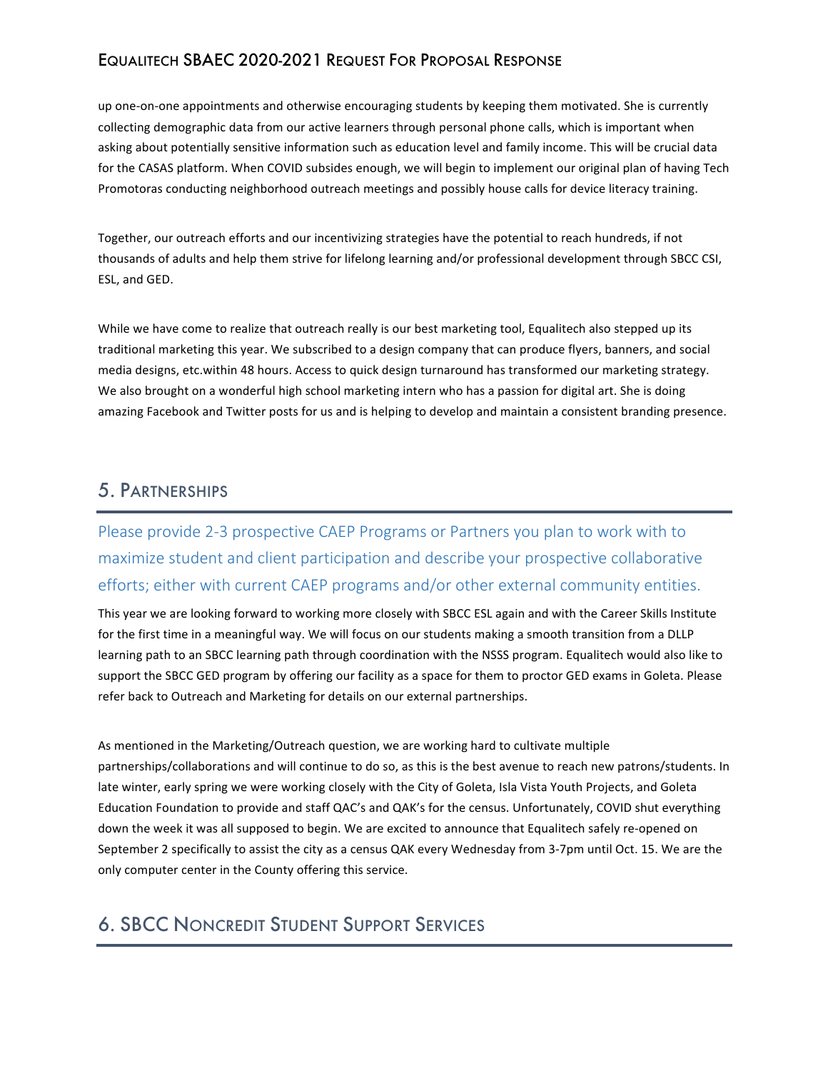up one-on-one appointments and otherwise encouraging students by keeping them motivated. She is currently collecting demographic data from our active learners through personal phone calls, which is important when asking about potentially sensitive information such as education level and family income. This will be crucial data for the CASAS platform. When COVID subsides enough, we will begin to implement our original plan of having Tech Promotoras conducting neighborhood outreach meetings and possibly house calls for device literacy training.

Together, our outreach efforts and our incentivizing strategies have the potential to reach hundreds, if not thousands of adults and help them strive for lifelong learning and/or professional development through SBCC CSI, ESL, and GED.

While we have come to realize that outreach really is our best marketing tool, Equalitech also stepped up its traditional marketing this year. We subscribed to a design company that can produce flyers, banners, and social media designs, etc.within 48 hours. Access to quick design turnaround has transformed our marketing strategy. We also brought on a wonderful high school marketing intern who has a passion for digital art. She is doing amazing Facebook and Twitter posts for us and is helping to develop and maintain a consistent branding presence.

## 5. Partnerships

### Please provide 2-3 prospective CAEP Programs or Partners you plan to work with to maximize student and client participation and describe your prospective collaborative efforts; either with current CAEP programs and/or other external community entities.

This year we are looking forward to working more closely with SBCC ESL again and with the Career Skills Institute for the first time in a meaningful way. We will focus on our students making a smooth transition from a DLLP learning path to an SBCC learning path through coordination with the NSSS program. Equalitech would also like to support the SBCC GED program by offering our facility as a space for them to proctor GED exams in Goleta. Please refer back to Outreach and Marketing for details on our external partnerships.

As mentioned in the Marketing/Outreach question, we are working hard to cultivate multiple partnerships/collaborations and will continue to do so, as this is the best avenue to reach new patrons/students. In late winter, early spring we were working closely with the City of Goleta, Isla Vista Youth Projects, and Goleta Education Foundation to provide and staff QAC's and QAK's for the census. Unfortunately, COVID shut everything down the week it was all supposed to begin. We are excited to announce that Equalitech safely re-opened on September 2 specifically to assist the city as a census QAK every Wednesday from 3-7pm until Oct. 15. We are the only computer center in the County offering this service.

## 6. SBCC Noncredit Student Support Services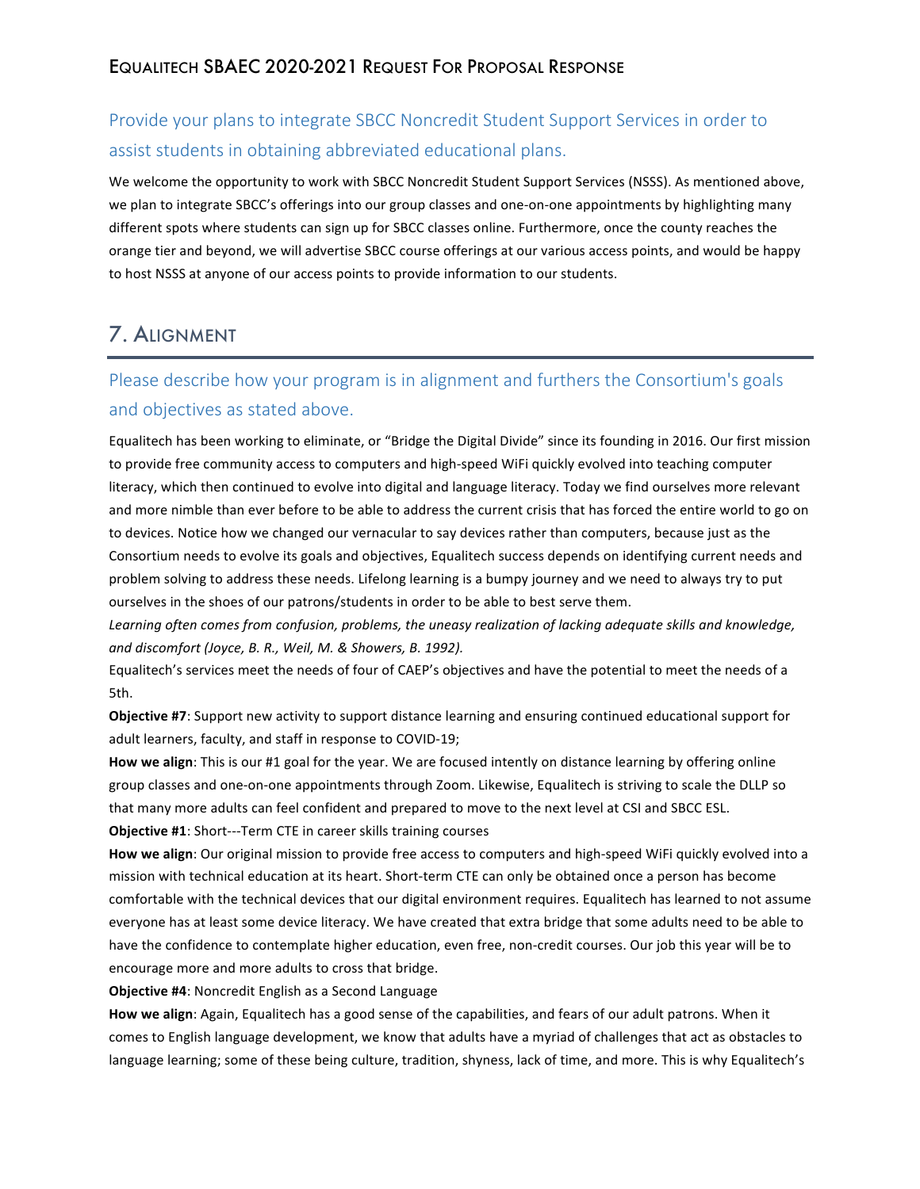Provide your plans to integrate SBCC Noncredit Student Support Services in order to assist students in obtaining abbreviated educational plans.

We welcome the opportunity to work with SBCC Noncredit Student Support Services (NSSS). As mentioned above, we plan to integrate SBCC's offerings into our group classes and one-on-one appointments by highlighting many different spots where students can sign up for SBCC classes online. Furthermore, once the county reaches the orange tier and beyond, we will advertise SBCC course offerings at our various access points, and would be happy to host NSSS at anyone of our access points to provide information to our students.

## 7. Alignment

Please describe how your program is in alignment and furthers the Consortium's goals and objectives as stated above.

Equalitech has been working to eliminate, or "Bridge the Digital Divide" since its founding in 2016. Our first mission to provide free community access to computers and high-speed WiFi quickly evolved into teaching computer literacy, which then continued to evolve into digital and language literacy. Today we find ourselves more relevant and more nimble than ever before to be able to address the current crisis that has forced the entire world to go on to devices. Notice how we changed our vernacular to say devices rather than computers, because just as the Consortium needs to evolve its goals and objectives, Equalitech success depends on identifying current needs and problem solving to address these needs. Lifelong learning is a bumpy journey and we need to always try to put ourselves in the shoes of our patrons/students in order to be able to best serve them.

*Learning often comes from confusion, problems, the uneasy realization of lacking adequate skills and knowledge, and discomfort (Joyce, B. R., Weil, M. & Showers, B. 1992).*

Equalitech's services meet the needs of four of CAEP's objectives and have the potential to meet the needs of a 5th.

**Objective #7**: Support new activity to support distance learning and ensuring continued educational support for adult learners, faculty, and staff in response to COVID-19;

**How we align**: This is our #1 goal for the year. We are focused intently on distance learning by offering online group classes and one-on-one appointments through Zoom. Likewise, Equalitech is striving to scale the DLLP so that many more adults can feel confident and prepared to move to the next level at CSI and SBCC ESL.

**Objective #1**: Short---Term CTE in career skills training courses

**How we align**: Our original mission to provide free access to computers and high-speed WiFi quickly evolved into a mission with technical education at its heart. Short-term CTE can only be obtained once a person has become comfortable with the technical devices that our digital environment requires. Equalitech has learned to not assume everyone has at least some device literacy. We have created that extra bridge that some adults need to be able to have the confidence to contemplate higher education, even free, non-credit courses. Our job this year will be to encourage more and more adults to cross that bridge.

**Objective #4**: Noncredit English as a Second Language

**How we align**: Again, Equalitech has a good sense of the capabilities, and fears of our adult patrons. When it comes to English language development, we know that adults have a myriad of challenges that act as obstacles to language learning; some of these being culture, tradition, shyness, lack of time, and more. This is why Equalitech's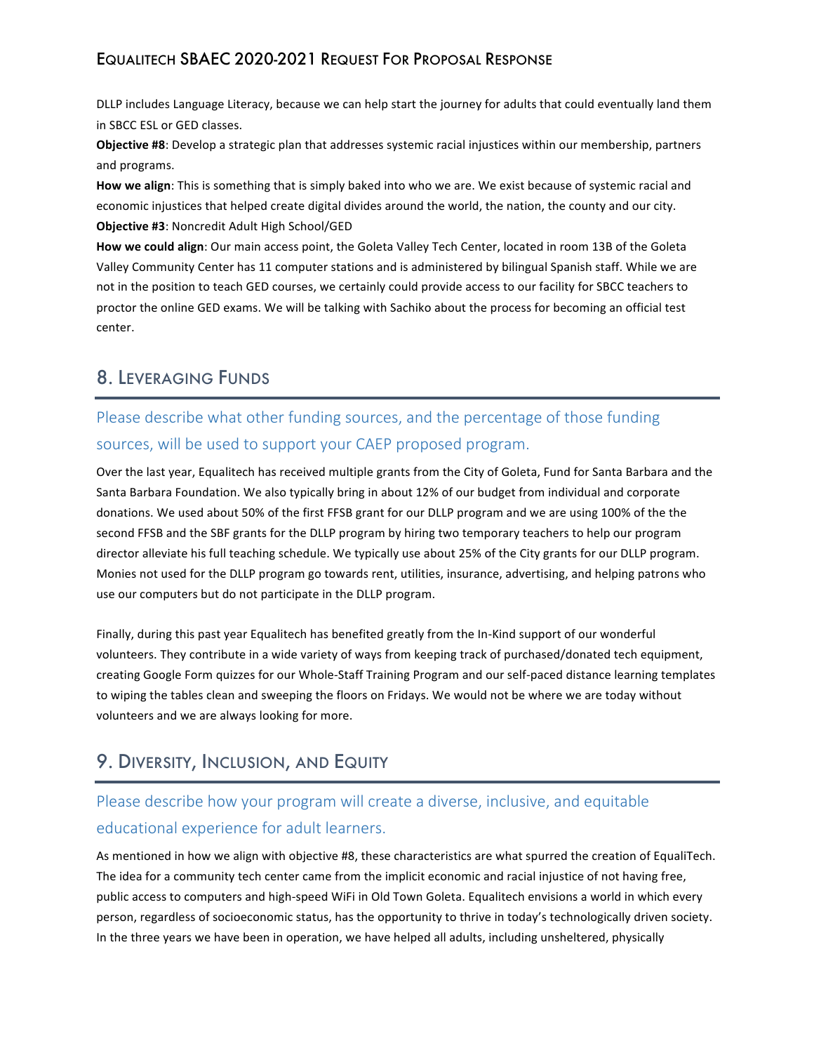DLLP includes Language Literacy, because we can help start the journey for adults that could eventually land them in SBCC ESL or GED classes.

**Objective #8**: Develop a strategic plan that addresses systemic racial injustices within our membership, partners and programs.

**How we align**: This is something that is simply baked into who we are. We exist because of systemic racial and economic injustices that helped create digital divides around the world, the nation, the county and our city.

**Objective #3**: Noncredit Adult High School/GED

**How we could align**: Our main access point, the Goleta Valley Tech Center, located in room 13B of the Goleta Valley Community Center has 11 computer stations and is administered by bilingual Spanish staff. While we are not in the position to teach GED courses, we certainly could provide access to our facility for SBCC teachers to proctor the online GED exams. We will be talking with Sachiko about the process for becoming an official test center.

## 8. Leveraging Funds

### Please describe what other funding sources, and the percentage of those funding sources, will be used to support your CAEP proposed program.

Over the last year, Equalitech has received multiple grants from the City of Goleta, Fund for Santa Barbara and the Santa Barbara Foundation. We also typically bring in about 12% of our budget from individual and corporate donations. We used about 50% of the first FFSB grant for our DLLP program and we are using 100% of the the second FFSB and the SBF grants for the DLLP program by hiring two temporary teachers to help our program director alleviate his full teaching schedule. We typically use about 25% of the City grants for our DLLP program. Monies not used for the DLLP program go towards rent, utilities, insurance, advertising, and helping patrons who use our computers but do not participate in the DLLP program.

Finally, during this past year Equalitech has benefited greatly from the In-Kind support of our wonderful volunteers. They contribute in a wide variety of ways from keeping track of purchased/donated tech equipment, creating Google Form quizzes for our Whole-Staff Training Program and our self-paced distance learning templates to wiping the tables clean and sweeping the floors on Fridays. We would not be where we are today without volunteers and we are always looking for more.

## 9. Diversity, Inclusion, and Equity

### Please describe how your program will create a diverse, inclusive, and equitable educational experience for adult learners.

As mentioned in how we align with objective #8, these characteristics are what spurred the creation of EqualiTech. The idea for a community tech center came from the implicit economic and racial injustice of not having free, public access to computers and high-speed WiFi in Old Town Goleta. Equalitech envisions a world in which every person, regardless of socioeconomic status, has the opportunity to thrive in today's technologically driven society. In the three years we have been in operation, we have helped all adults, including unsheltered, physically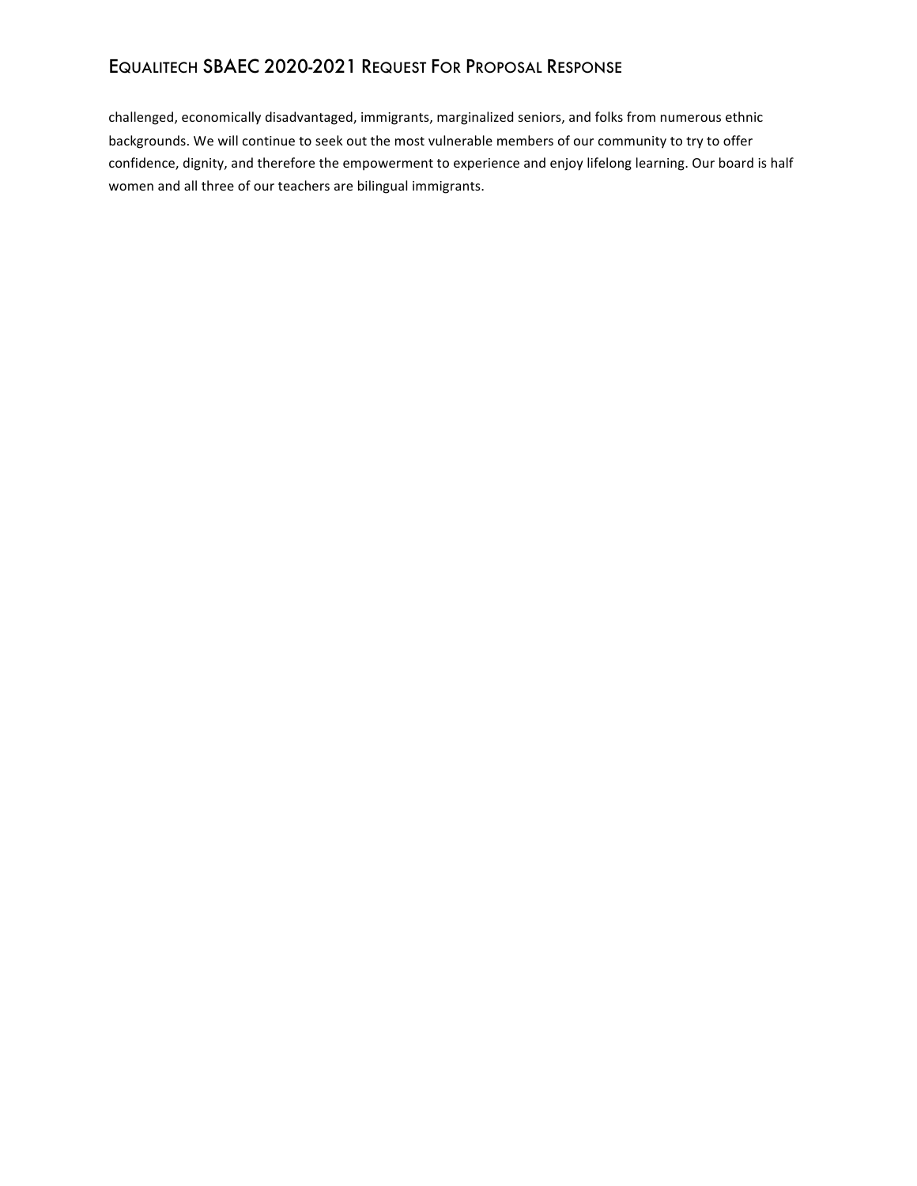challenged, economically disadvantaged, immigrants, marginalized seniors, and folks from numerous ethnic backgrounds. We will continue to seek out the most vulnerable members of our community to try to offer confidence, dignity, and therefore the empowerment to experience and enjoy lifelong learning. Our board is half women and all three of our teachers are bilingual immigrants.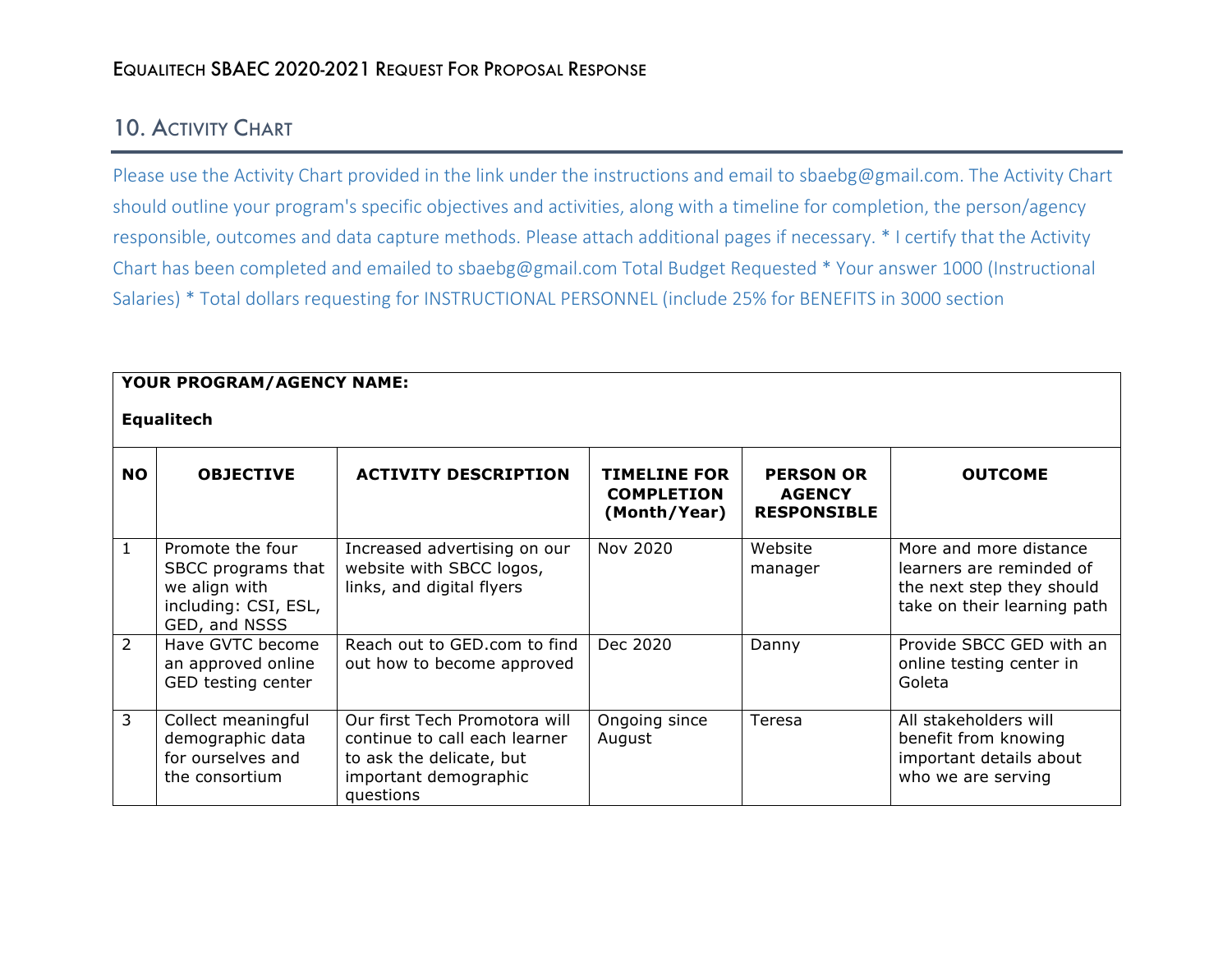## 10. Activity Chart

Please use the Activity Chart provided in the link under the instructions and email to sbaebg@gmail.com. The Activity Chart should outline your program's specific objectives and activities, along with a timeline for completion, the person/agency responsible, outcomes and data capture methods. Please attach additional pages if necessary. * I certify that the Activity Chart has been completed and emailed to sbaebg@gmail.com Total Budget Requested * Your answer 1000 (Instructional Salaries) * Total dollars requesting for INSTRUCTIONAL PERSONNEL (include 25% for BENEFITS in 3000 section

**YOUR PROGRAM/AGENCY NAME:**

**Equalitech**

| NO | OBJECTIVE | ACTIVITY DESCRIPTION | TIMELINE FOR COMPLETION (Month/Year) | PERSON OR AGENCY RESPONSIBLE | OUTCOME |
|---|---|---|---|---|---|
| 1 | Promote the four SBCC programs that we align with including: CSI, ESL, GED, and NSSS | Increased advertising on our website with SBCC logos, links, and digital flyers | Nov 2020 | Website manager | More and more distance learners are reminded of the next step they should take on their learning path |
| 2 | Have GVTC become an approved online GED testing center | Reach out to GED.com to find out how to become approved | Dec 2020 | Danny | Provide SBCC GED with an online testing center in Goleta |
| 3 | Collect meaningful demographic data for ourselves and the consortium | Our first Tech Promotora will continue to call each learner to ask the delicate, but important demographic questions | Ongoing since August | Teresa | All stakeholders will benefit from knowing important details about who we are serving |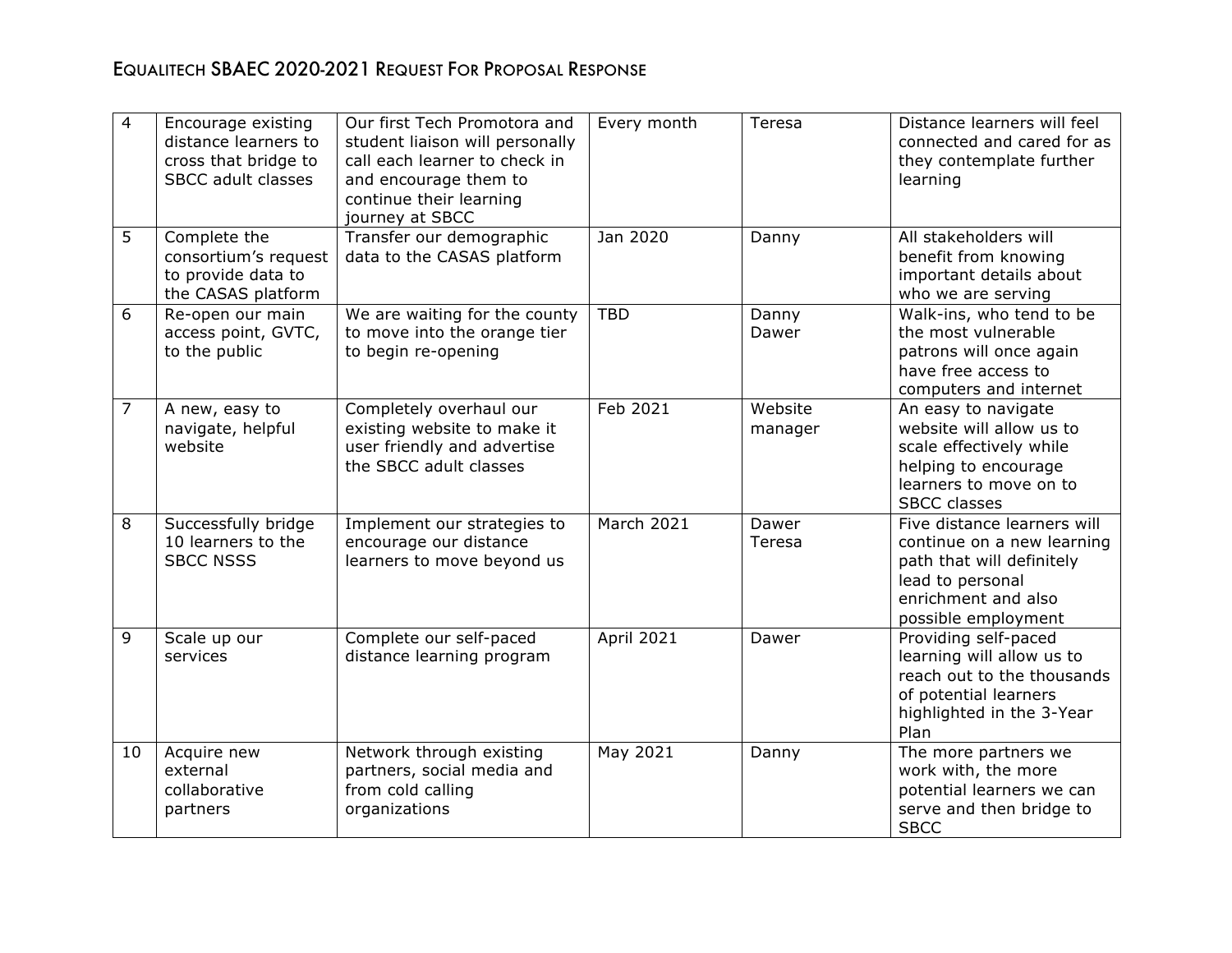| 4 | Encourage existing distance learners to cross that bridge to SBCC adult classes | Our first Tech Promotora and student liaison will personally call each learner to check in and encourage them to continue their learning journey at SBCC | Every month | Teresa | Distance learners will feel connected and cared for as they contemplate further learning |
|---|---|---|---|---|---|
| 5 | Complete the consortium's request to provide data to the CASAS platform | Transfer our demographic data to the CASAS platform | Jan 2020 | Danny | All stakeholders will benefit from knowing important details about who we are serving |
| 6 | Re-open our main access point, GVTC, to the public | We are waiting for the county to move into the orange tier to begin re-opening | TBD | Danny<br>Dawer | Walk-ins, who tend to be the most vulnerable patrons will once again have free access to computers and internet |
| 7 | A new, easy to navigate, helpful website | Completely overhaul our existing website to make it user friendly and advertise the SBCC adult classes | Feb 2021 | Website manager | An easy to navigate website will allow us to scale effectively while helping to encourage learners to move on to SBCC classes |
| 8 | Successfully bridge 10 learners to the SBCC NSSS | Implement our strategies to encourage our distance learners to move beyond us | March 2021 | Dawer<br>Teresa | Five distance learners will continue on a new learning path that will definitely lead to personal enrichment and also possible employment |
| 9 | Scale up our services | Complete our self-paced distance learning program | April 2021 | Dawer | Providing self-paced learning will allow us to reach out to the thousands of potential learners highlighted in the 3-Year Plan |
| 10 | Acquire new external collaborative partners | Network through existing partners, social media and from cold calling organizations | May 2021 | Danny | The more partners we work with, the more potential learners we can serve and then bridge to SBCC |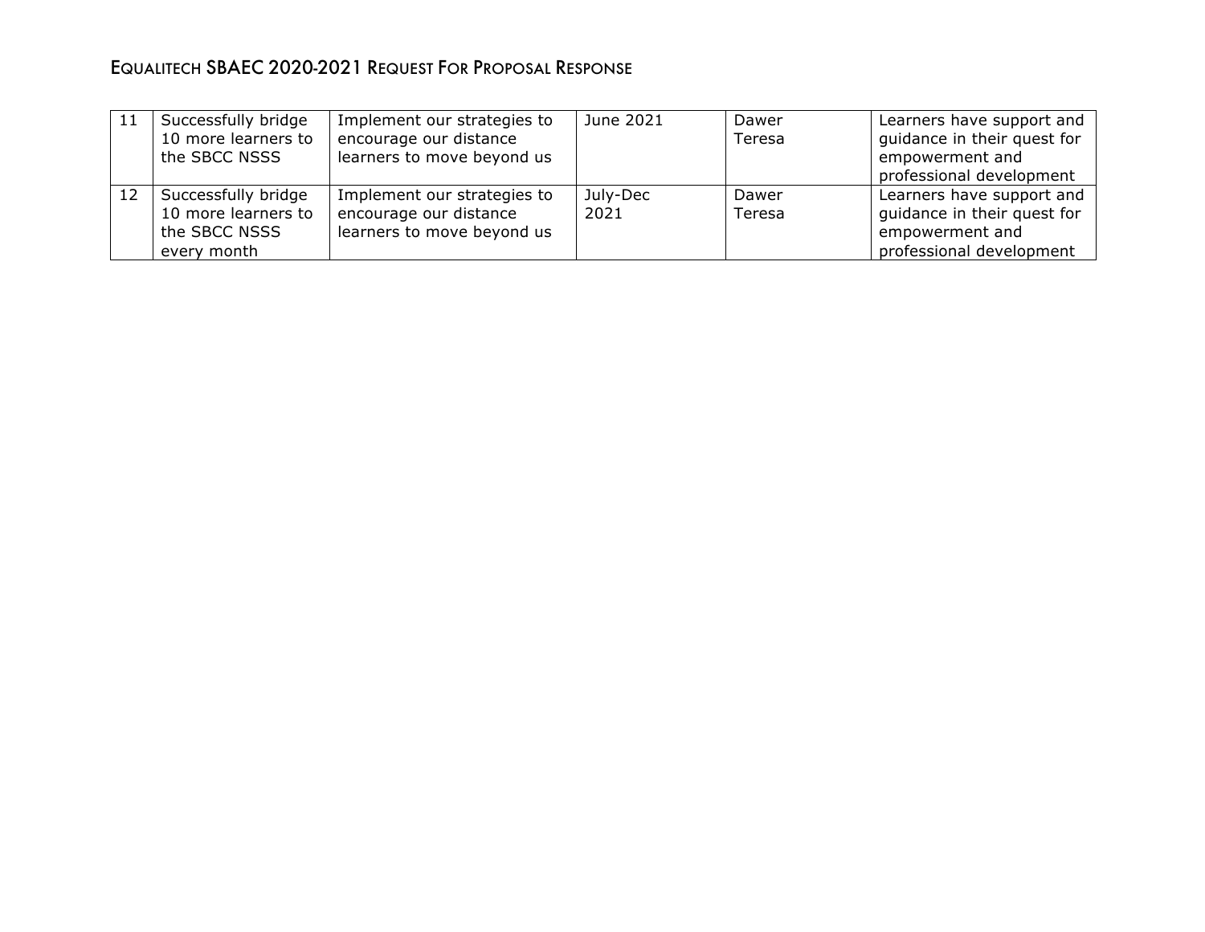| 11 | Successfully bridge 10 more learners to the SBCC NSSS | Implement our strategies to encourage our distance learners to move beyond us | June 2021 | Dawer Teresa | Learners have support and guidance in their quest for empowerment and professional development |
|---|---|---|---|---|---|
| 12 | Successfully bridge 10 more learners to the SBCC NSSS every month | Implement our strategies to encourage our distance learners to move beyond us | July-Dec 2021 | Dawer Teresa | Learners have support and guidance in their quest for empowerment and professional development |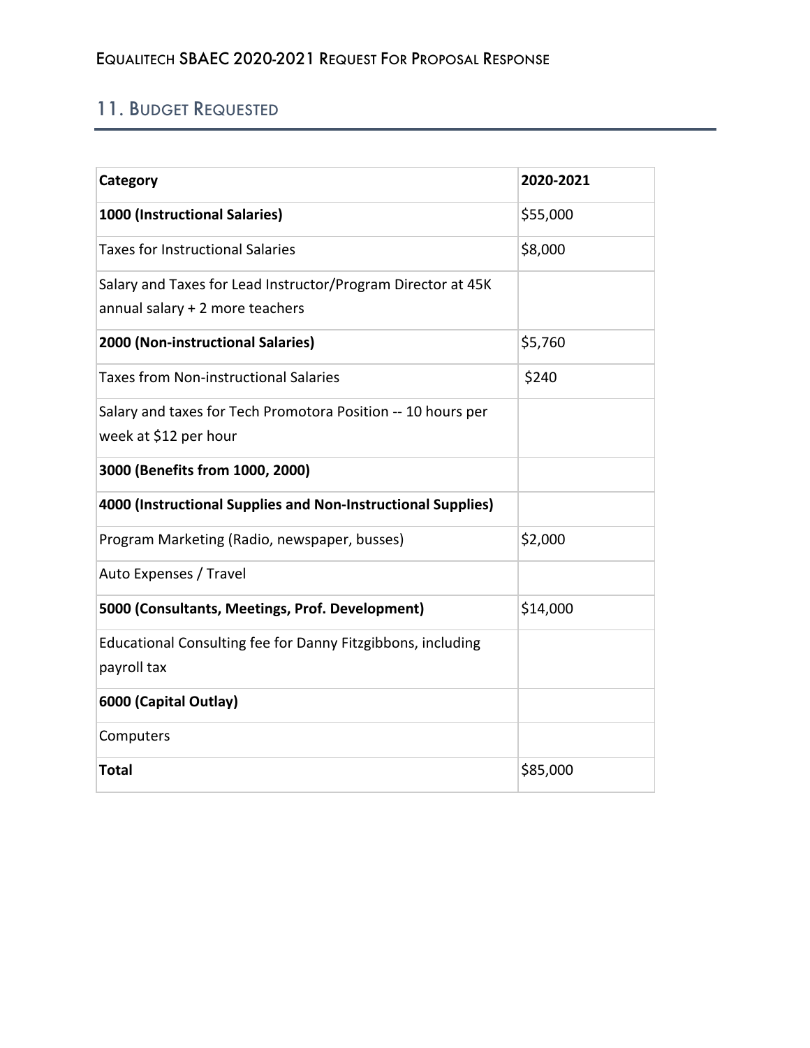## 11. Budget Requested

| Category | 2020-2021 |
|---|---|
| **1000 (Instructional Salaries)** | $55,000 |
| Taxes for Instructional Salaries | $8,000 |
| Salary and Taxes for Lead Instructor/Program Director at 45K annual salary + 2 more teachers | |
| **2000 (Non-instructional Salaries)** | $5,760 |
| Taxes from Non-instructional Salaries | $240 |
| Salary and taxes for Tech Promotora Position -- 10 hours per week at $12 per hour | |
| **3000 (Benefits from 1000, 2000)** | |
| **4000 (Instructional Supplies and Non-Instructional Supplies)** | |
| Program Marketing (Radio, newspaper, busses) | $2,000 |
| Auto Expenses / Travel | |
| **5000 (Consultants, Meetings, Prof. Development)** | $14,000 |
| Educational Consulting fee for Danny Fitzgibbons, including payroll tax | |
| **6000 (Capital Outlay)** | |
| Computers | |
| **Total** | $85,000 |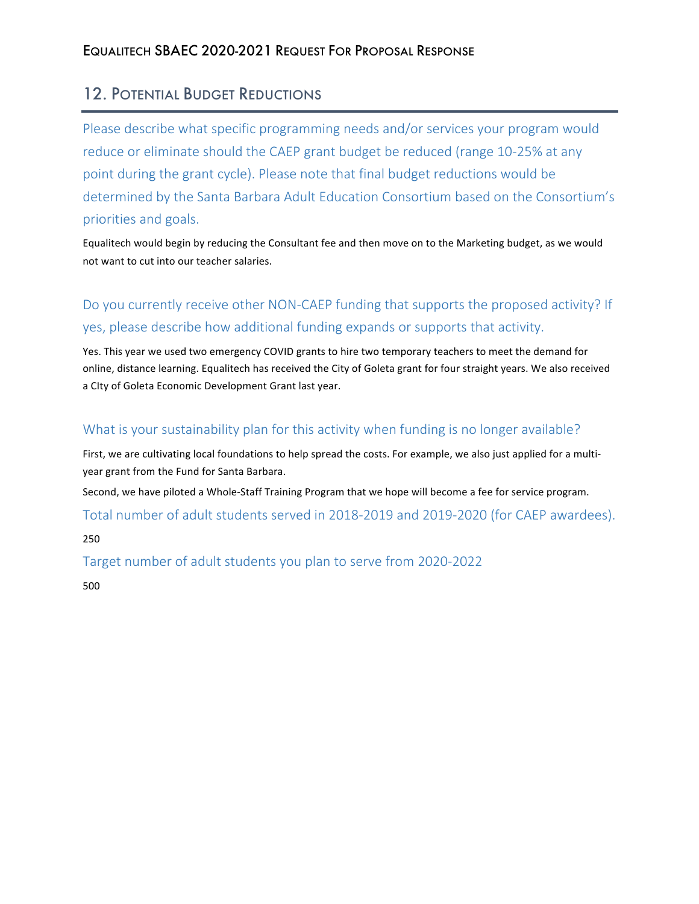## 12. Potential Budget Reductions

### Please describe what specific programming needs and/or services your program would reduce or eliminate should the CAEP grant budget be reduced (range 10-25% at any point during the grant cycle). Please note that final budget reductions would be determined by the Santa Barbara Adult Education Consortium based on the Consortium's priorities and goals.

Equalitech would begin by reducing the Consultant fee and then move on to the Marketing budget, as we would not want to cut into our teacher salaries.

### Do you currently receive other NON-CAEP funding that supports the proposed activity? If yes, please describe how additional funding expands or supports that activity.

Yes. This year we used two emergency COVID grants to hire two temporary teachers to meet the demand for online, distance learning. Equalitech has received the City of Goleta grant for four straight years. We also received a CIty of Goleta Economic Development Grant last year.

### What is your sustainability plan for this activity when funding is no longer available?

First, we are cultivating local foundations to help spread the costs. For example, we also just applied for a multi-year grant from the Fund for Santa Barbara.

Second, we have piloted a Whole-Staff Training Program that we hope will become a fee for service program.

### Total number of adult students served in 2018-2019 and 2019-2020 (for CAEP awardees).

250

### Target number of adult students you plan to serve from 2020-2022

500